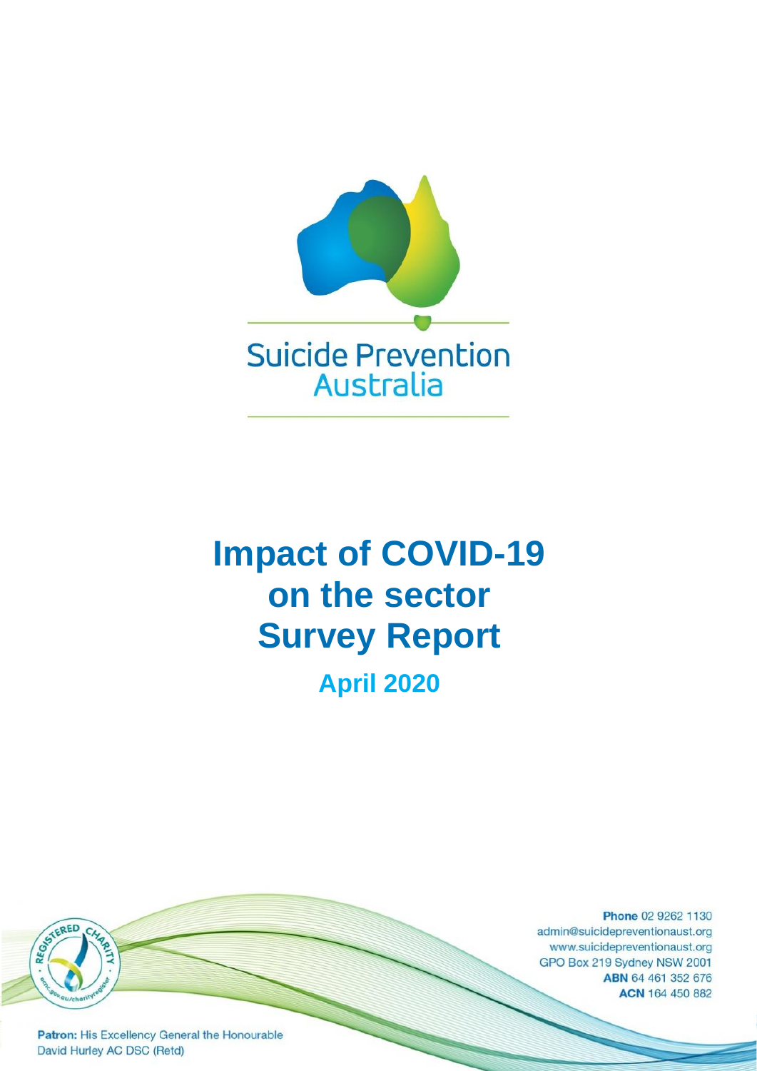Suicide Prevention Australia

# Impact of COVID-19 on the sector Survey Report

## April 2020

Phone 02 9262 1130
admin@suicidepreventionaust.org
www.suicidepreventionaust.org
GPO Box 219 Sydney NSW 2001
**ABN** 64 461 352 676
**ACN** 164 450 882

**Patron:** His Excellency General the Honourable David Hurley AC DSC (Retd)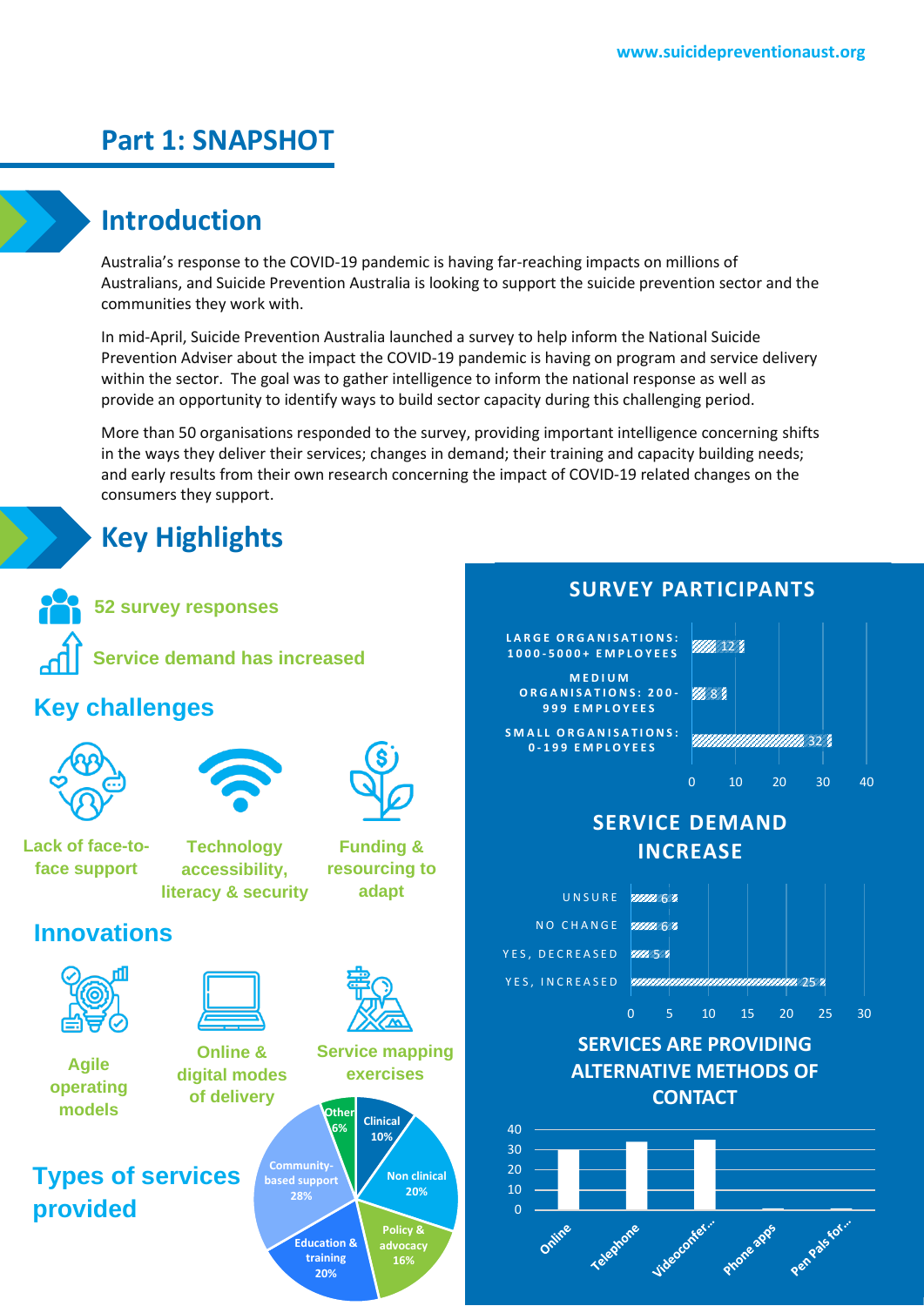# Part 1: SNAPSHOT

## Introduction

Australia's response to the COVID-19 pandemic is having far-reaching impacts on millions of Australians, and Suicide Prevention Australia is looking to support the suicide prevention sector and the communities they work with.

In mid-April, Suicide Prevention Australia launched a survey to help inform the National Suicide Prevention Adviser about the impact the COVID-19 pandemic is having on program and service delivery within the sector. The goal was to gather intelligence to inform the national response as well as provide an opportunity to identify ways to build sector capacity during this challenging period.

More than 50 organisations responded to the survey, providing important intelligence concerning shifts in the ways they deliver their services; changes in demand; their training and capacity building needs; and early results from their own research concerning the impact of COVID-19 related changes on the consumers they support.

## Key Highlights

**52 survey responses**

**Service demand has increased**

### Key challenges

- Lack of face-to-face support
- Technology accessibility, literacy & security
- Funding & resourcing to adapt

### Innovations

- Agile operating models
- Online & digital modes of delivery
- Service mapping exercises

### Types of services provided

| Type | Share |
|---|---|
| Clinical | 10% |
| Non clinical | 20% |
| Policy & advocacy | 16% |
| Education & training | 20% |
| Community-based support | 28% |
| Other | 6% |

### SURVEY PARTICIPANTS

| Organisation size | Count |
|---|---|
| Large organisations: 1000-5000+ employees | 12 |
| Medium organisations: 200-999 employees | 8 |
| Small organisations: 0-199 employees | 32 |

### SERVICE DEMAND INCREASE

| Response | Count |
|---|---|
| Unsure | 6 |
| No change | 6 |
| Yes, decreased | 5 |
| Yes, increased | 25 |

### SERVICES ARE PROVIDING ALTERNATIVE METHODS OF CONTACT

Online, Telephone, Videoconfer..., Phone apps, Pen Pals for...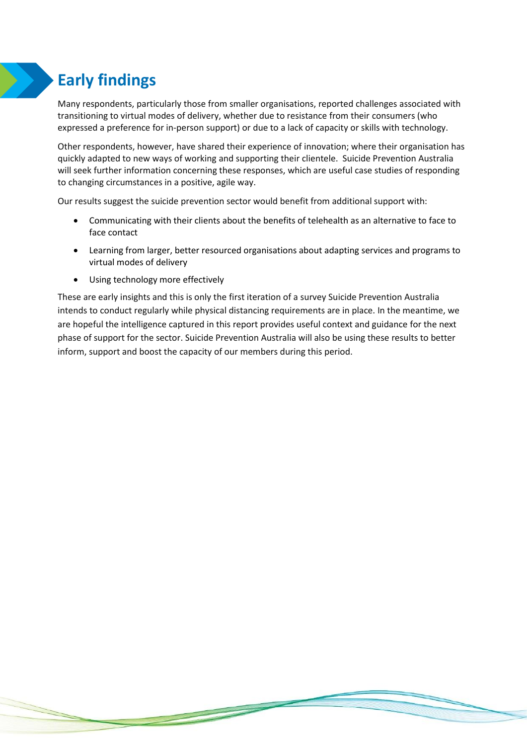# Early findings

Many respondents, particularly those from smaller organisations, reported challenges associated with transitioning to virtual modes of delivery, whether due to resistance from their consumers (who expressed a preference for in-person support) or due to a lack of capacity or skills with technology.

Other respondents, however, have shared their experience of innovation; where their organisation has quickly adapted to new ways of working and supporting their clientele. Suicide Prevention Australia will seek further information concerning these responses, which are useful case studies of responding to changing circumstances in a positive, agile way.

Our results suggest the suicide prevention sector would benefit from additional support with:

- Communicating with their clients about the benefits of telehealth as an alternative to face to face contact
- Learning from larger, better resourced organisations about adapting services and programs to virtual modes of delivery
- Using technology more effectively

These are early insights and this is only the first iteration of a survey Suicide Prevention Australia intends to conduct regularly while physical distancing requirements are in place. In the meantime, we are hopeful the intelligence captured in this report provides useful context and guidance for the next phase of support for the sector. Suicide Prevention Australia will also be using these results to better inform, support and boost the capacity of our members during this period.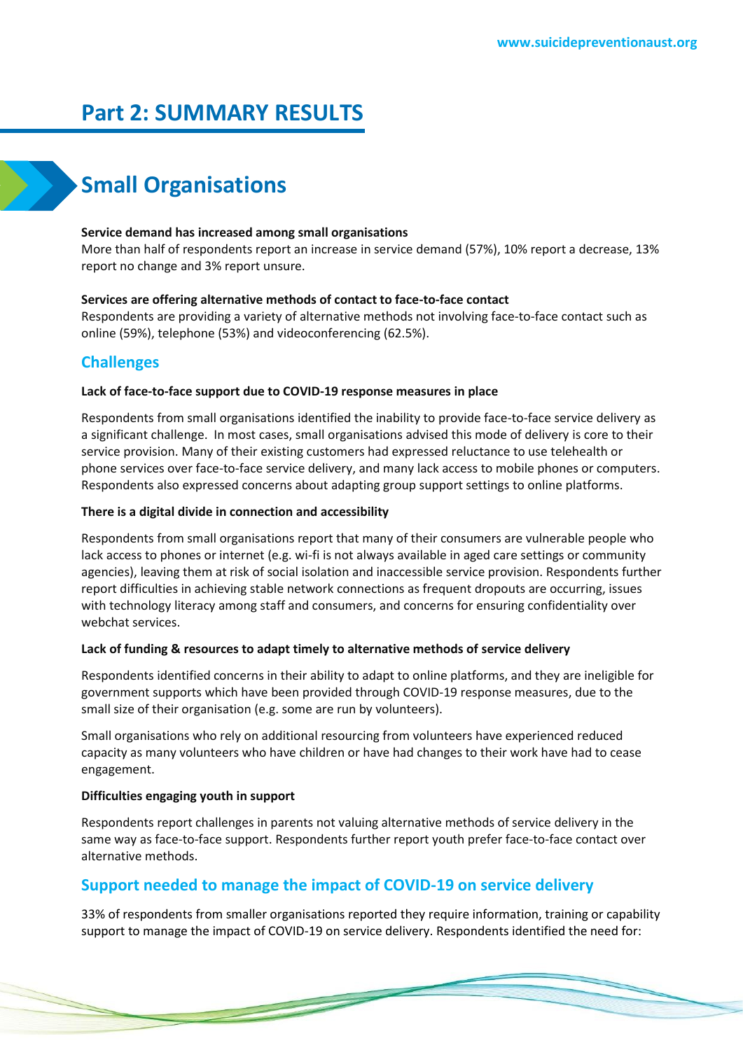# Part 2: SUMMARY RESULTS

## Small Organisations

**Service demand has increased among small organisations**
More than half of respondents report an increase in service demand (57%), 10% report a decrease, 13% report no change and 3% report unsure.

**Services are offering alternative methods of contact to face-to-face contact**
Respondents are providing a variety of alternative methods not involving face-to-face contact such as online (59%), telephone (53%) and videoconferencing (62.5%).

### Challenges

**Lack of face-to-face support due to COVID-19 response measures in place**

Respondents from small organisations identified the inability to provide face-to-face service delivery as a significant challenge. In most cases, small organisations advised this mode of delivery is core to their service provision. Many of their existing customers had expressed reluctance to use telehealth or phone services over face-to-face service delivery, and many lack access to mobile phones or computers. Respondents also expressed concerns about adapting group support settings to online platforms.

**There is a digital divide in connection and accessibility**

Respondents from small organisations report that many of their consumers are vulnerable people who lack access to phones or internet (e.g. wi-fi is not always available in aged care settings or community agencies), leaving them at risk of social isolation and inaccessible service provision. Respondents further report difficulties in achieving stable network connections as frequent dropouts are occurring, issues with technology literacy among staff and consumers, and concerns for ensuring confidentiality over webchat services.

**Lack of funding & resources to adapt timely to alternative methods of service delivery**

Respondents identified concerns in their ability to adapt to online platforms, and they are ineligible for government supports which have been provided through COVID-19 response measures, due to the small size of their organisation (e.g. some are run by volunteers).

Small organisations who rely on additional resourcing from volunteers have experienced reduced capacity as many volunteers who have children or have had changes to their work have had to cease engagement.

**Difficulties engaging youth in support**

Respondents report challenges in parents not valuing alternative methods of service delivery in the same way as face-to-face support. Respondents further report youth prefer face-to-face contact over alternative methods.

### Support needed to manage the impact of COVID-19 on service delivery

33% of respondents from smaller organisations reported they require information, training or capability support to manage the impact of COVID-19 on service delivery. Respondents identified the need for: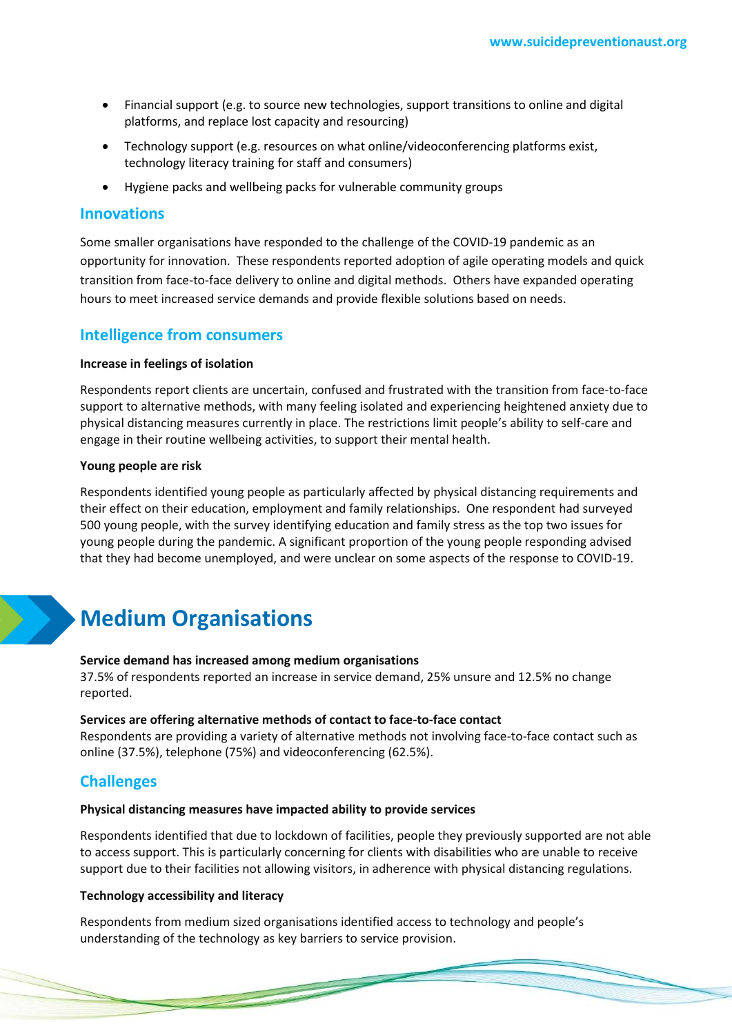- Financial support (e.g. to source new technologies, support transitions to online and digital platforms, and replace lost capacity and resourcing)
- Technology support (e.g. resources on what online/videoconferencing platforms exist, technology literacy training for staff and consumers)
- Hygiene packs and wellbeing packs for vulnerable community groups

### Innovations

Some smaller organisations have responded to the challenge of the COVID-19 pandemic as an opportunity for innovation. These respondents reported adoption of agile operating models and quick transition from face-to-face delivery to online and digital methods. Others have expanded operating hours to meet increased service demands and provide flexible solutions based on needs.

### Intelligence from consumers

**Increase in feelings of isolation**

Respondents report clients are uncertain, confused and frustrated with the transition from face-to-face support to alternative methods, with many feeling isolated and experiencing heightened anxiety due to physical distancing measures currently in place. The restrictions limit people's ability to self-care and engage in their routine wellbeing activities, to support their mental health.

**Young people are risk**

Respondents identified young people as particularly affected by physical distancing requirements and their effect on their education, employment and family relationships. One respondent had surveyed 500 young people, with the survey identifying education and family stress as the top two issues for young people during the pandemic. A significant proportion of the young people responding advised that they had become unemployed, and were unclear on some aspects of the response to COVID-19.

## Medium Organisations

**Service demand has increased among medium organisations**
37.5% of respondents reported an increase in service demand, 25% unsure and 12.5% no change reported.

**Services are offering alternative methods of contact to face-to-face contact**
Respondents are providing a variety of alternative methods not involving face-to-face contact such as online (37.5%), telephone (75%) and videoconferencing (62.5%).

### Challenges

**Physical distancing measures have impacted ability to provide services**

Respondents identified that due to lockdown of facilities, people they previously supported are not able to access support. This is particularly concerning for clients with disabilities who are unable to receive support due to their facilities not allowing visitors, in adherence with physical distancing regulations.

**Technology accessibility and literacy**

Respondents from medium sized organisations identified access to technology and people's understanding of the technology as key barriers to service provision.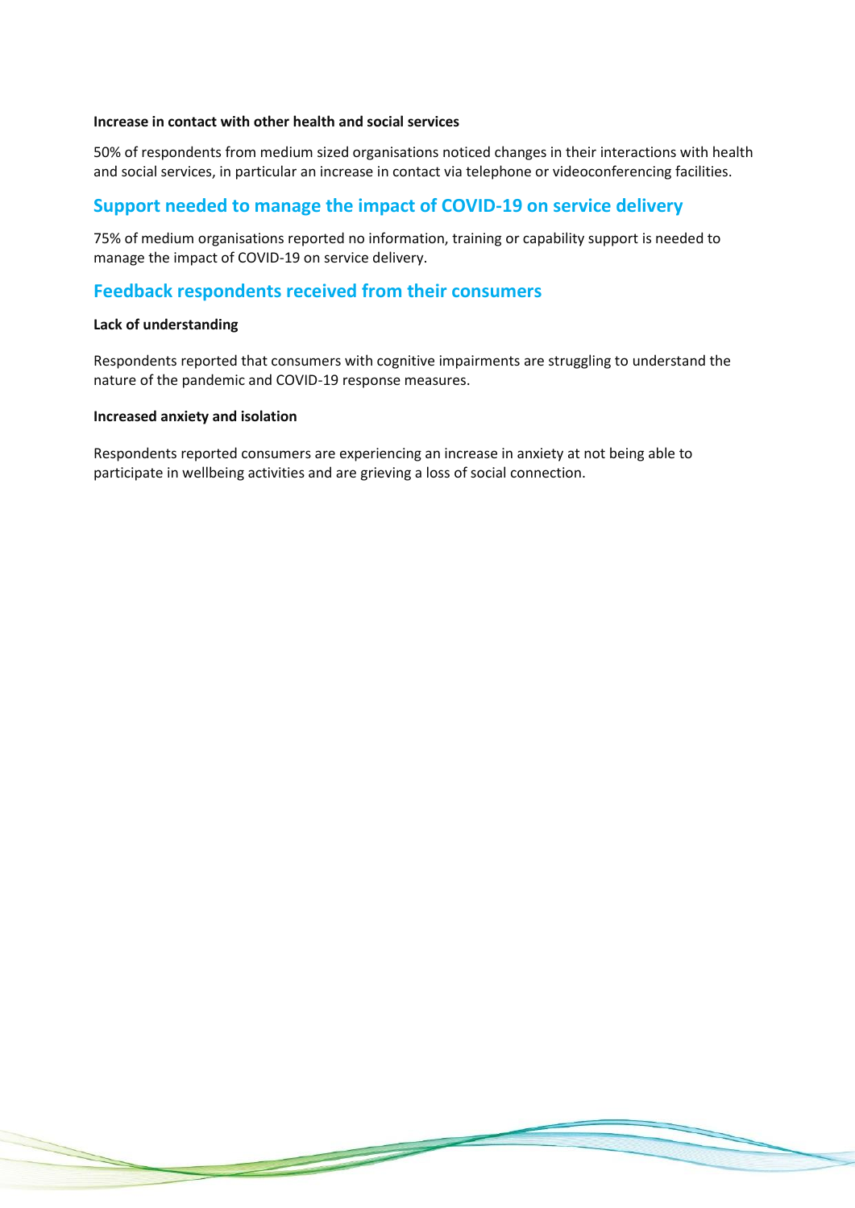#### Increase in contact with other health and social services

50% of respondents from medium sized organisations noticed changes in their interactions with health and social services, in particular an increase in contact via telephone or videoconferencing facilities.

## Support needed to manage the impact of COVID-19 on service delivery

75% of medium organisations reported no information, training or capability support is needed to manage the impact of COVID-19 on service delivery.

## Feedback respondents received from their consumers

#### Lack of understanding

Respondents reported that consumers with cognitive impairments are struggling to understand the nature of the pandemic and COVID-19 response measures.

#### Increased anxiety and isolation

Respondents reported consumers are experiencing an increase in anxiety at not being able to participate in wellbeing activities and are grieving a loss of social connection.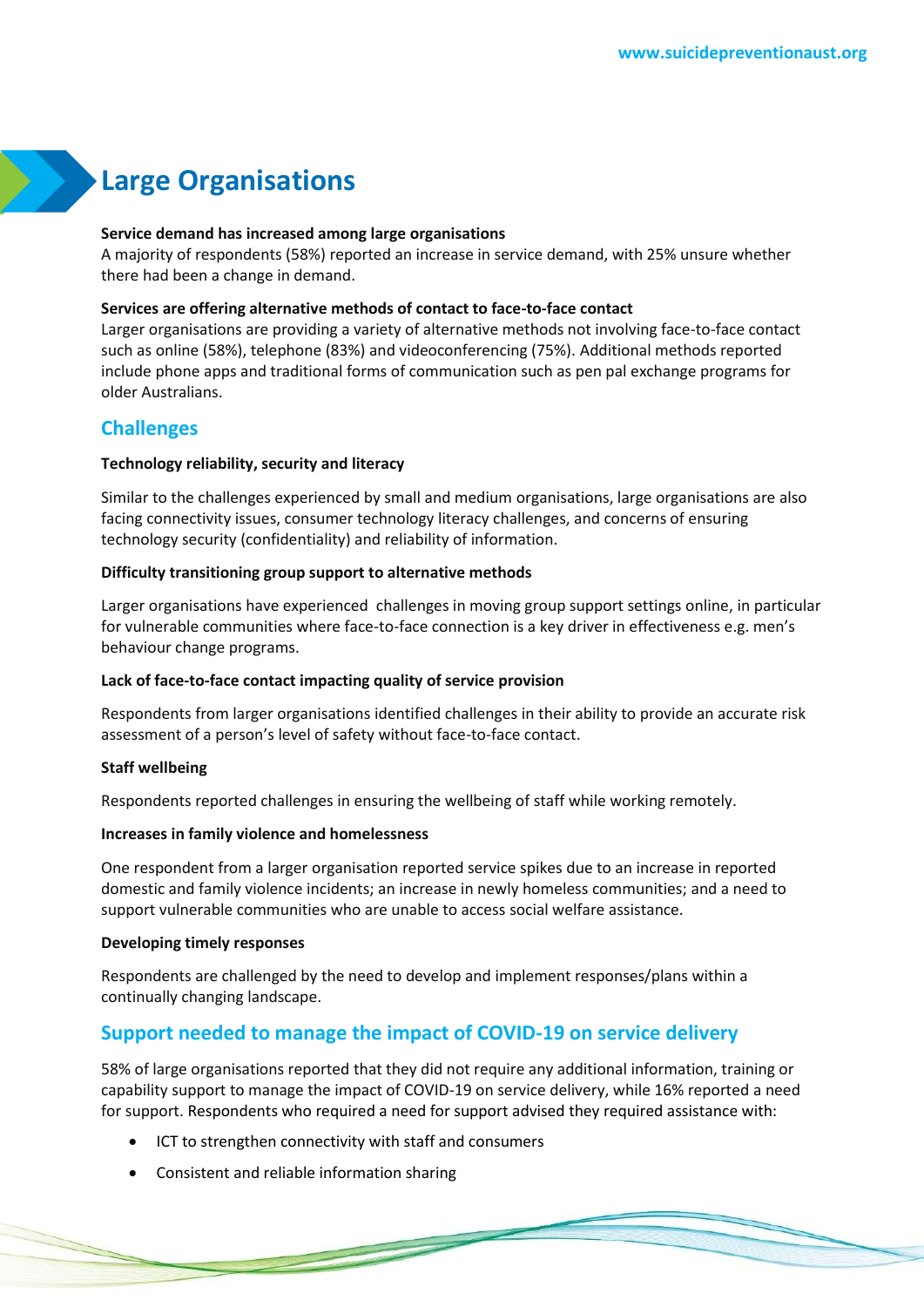# Large Organisations

**Service demand has increased among large organisations**
A majority of respondents (58%) reported an increase in service demand, with 25% unsure whether there had been a change in demand.

**Services are offering alternative methods of contact to face-to-face contact**
Larger organisations are providing a variety of alternative methods not involving face-to-face contact such as online (58%), telephone (83%) and videoconferencing (75%). Additional methods reported include phone apps and traditional forms of communication such as pen pal exchange programs for older Australians.

## Challenges

**Technology reliability, security and literacy**

Similar to the challenges experienced by small and medium organisations, large organisations are also facing connectivity issues, consumer technology literacy challenges, and concerns of ensuring technology security (confidentiality) and reliability of information.

**Difficulty transitioning group support to alternative methods**

Larger organisations have experienced challenges in moving group support settings online, in particular for vulnerable communities where face-to-face connection is a key driver in effectiveness e.g. men's behaviour change programs.

**Lack of face-to-face contact impacting quality of service provision**

Respondents from larger organisations identified challenges in their ability to provide an accurate risk assessment of a person's level of safety without face-to-face contact.

**Staff wellbeing**

Respondents reported challenges in ensuring the wellbeing of staff while working remotely.

**Increases in family violence and homelessness**

One respondent from a larger organisation reported service spikes due to an increase in reported domestic and family violence incidents; an increase in newly homeless communities; and a need to support vulnerable communities who are unable to access social welfare assistance.

**Developing timely responses**

Respondents are challenged by the need to develop and implement responses/plans within a continually changing landscape.

## Support needed to manage the impact of COVID-19 on service delivery

58% of large organisations reported that they did not require any additional information, training or capability support to manage the impact of COVID-19 on service delivery, while 16% reported a need for support. Respondents who required a need for support advised they required assistance with:

- ICT to strengthen connectivity with staff and consumers
- Consistent and reliable information sharing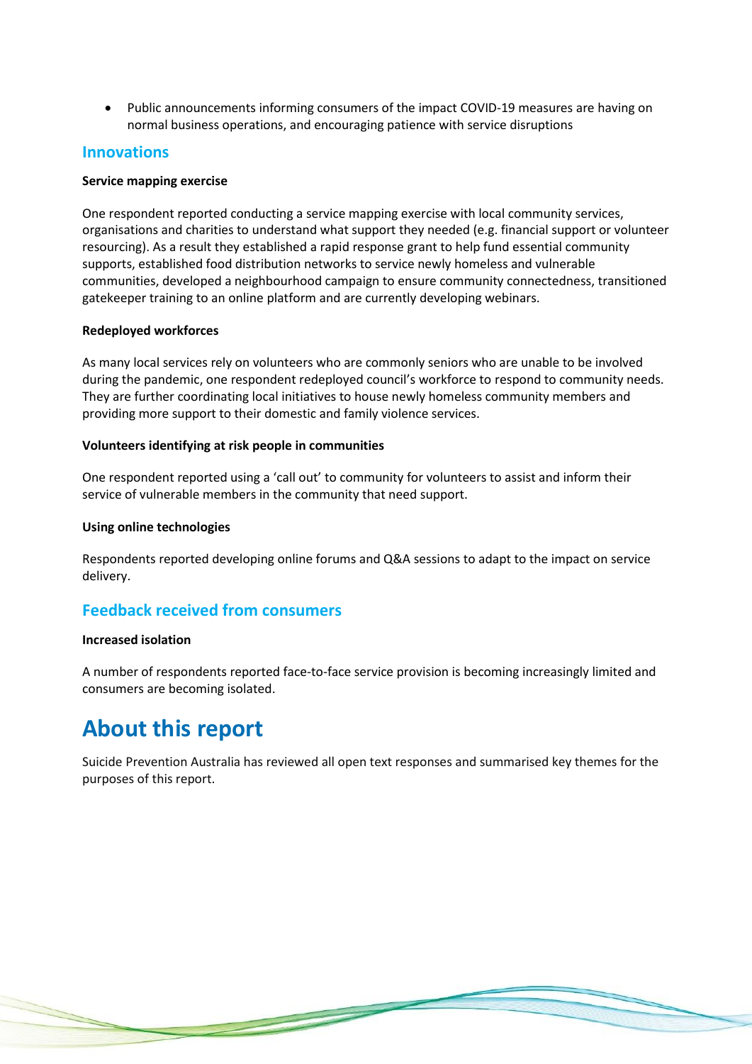- Public announcements informing consumers of the impact COVID-19 measures are having on normal business operations, and encouraging patience with service disruptions

## Innovations

**Service mapping exercise**

One respondent reported conducting a service mapping exercise with local community services, organisations and charities to understand what support they needed (e.g. financial support or volunteer resourcing). As a result they established a rapid response grant to help fund essential community supports, established food distribution networks to service newly homeless and vulnerable communities, developed a neighbourhood campaign to ensure community connectedness, transitioned gatekeeper training to an online platform and are currently developing webinars.

**Redeployed workforces**

As many local services rely on volunteers who are commonly seniors who are unable to be involved during the pandemic, one respondent redeployed council's workforce to respond to community needs. They are further coordinating local initiatives to house newly homeless community members and providing more support to their domestic and family violence services.

**Volunteers identifying at risk people in communities**

One respondent reported using a 'call out' to community for volunteers to assist and inform their service of vulnerable members in the community that need support.

**Using online technologies**

Respondents reported developing online forums and Q&A sessions to adapt to the impact on service delivery.

## Feedback received from consumers

**Increased isolation**

A number of respondents reported face-to-face service provision is becoming increasingly limited and consumers are becoming isolated.

# About this report

Suicide Prevention Australia has reviewed all open text responses and summarised key themes for the purposes of this report.